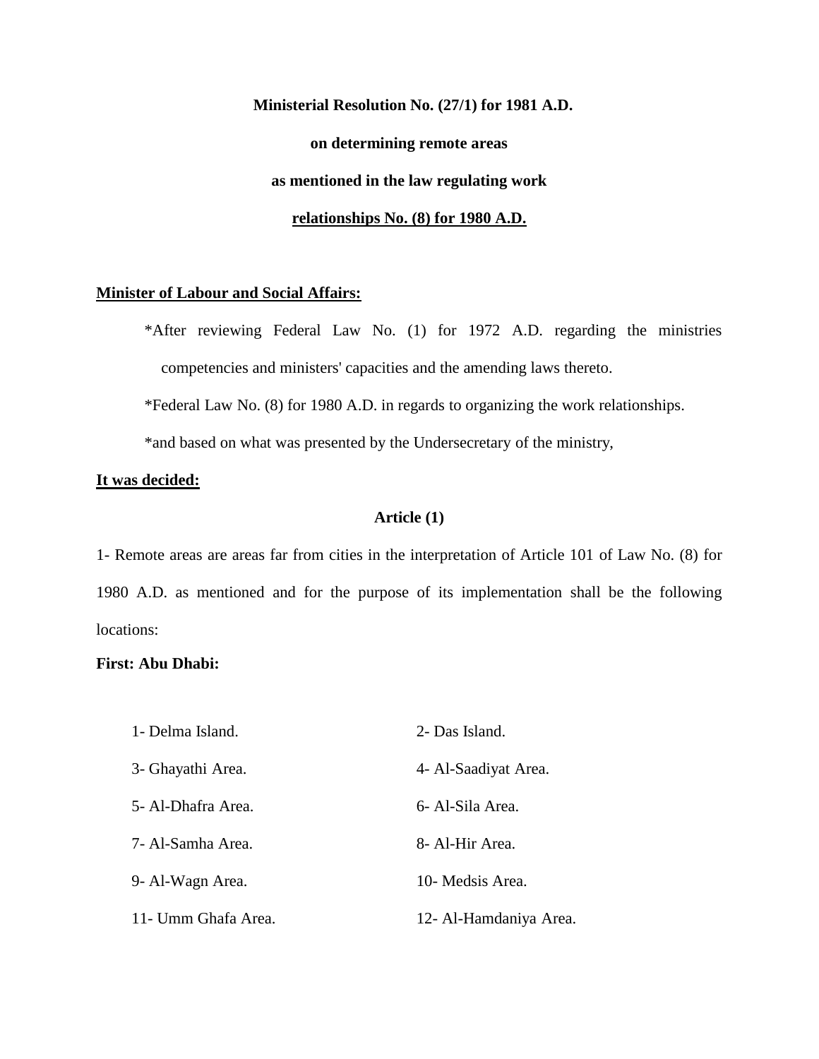**Ministerial Resolution No. (27/1) for 1981 A.D.**

**on determining remote areas**

**as mentioned in the law regulating work**

**relationships No. (8) for 1980 A.D.**

**Minister of Labour and Social Affairs:**

*After reviewing Federal Law No. (1) for 1972 A.D. regarding the ministries competencies and ministers' capacities and the amending laws thereto.

*Federal Law No. (8) for 1980 A.D. in regards to organizing the work relationships.

*and based on what was presented by the Undersecretary of the ministry,

**It was decided:**

**Article (1)**

1- Remote areas are areas far from cities in the interpretation of Article 101 of Law No. (8) for 1980 A.D. as mentioned and for the purpose of its implementation shall be the following locations:

**First: Abu Dhabi:**

1- Delma Island.

2- Das Island.

3- Ghayathi Area.

4- Al-Saadiyat Area.

5- Al-Dhafra Area.

6- Al-Sila Area.

7- Al-Samha Area.

8- Al-Hir Area.

9- Al-Wagn Area.

10- Medsis Area.

11- Umm Ghafa Area.

12- Al-Hamdaniya Area.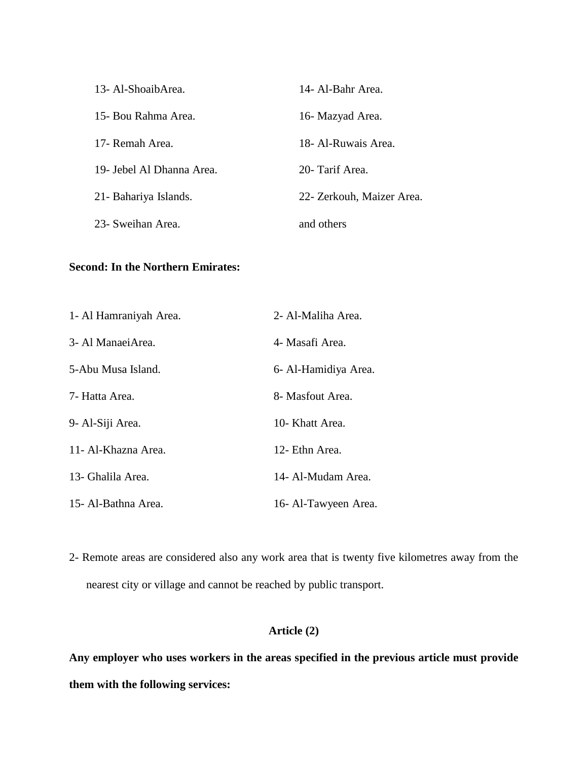13- Al-ShoaibArea.

14- Al-Bahr Area.

15- Bou Rahma Area.

16- Mazyad Area.

17- Remah Area.

18- Al-Ruwais Area.

19- Jebel Al Dhanna Area.

20- Tarif Area.

21- Bahariya Islands.

22- Zerkouh, Maizer Area.

23- Sweihan Area.

and others

**Second: In the Northern Emirates:**

1- Al Hamraniyah Area.

2- Al-Maliha Area.

3- Al ManaeiArea.

4- Masafi Area.

5-Abu Musa Island.

6- Al-Hamidiya Area.

7- Hatta Area.

8- Masfout Area.

9- Al-Siji Area.

10- Khatt Area.

11- Al-Khazna Area.

12- Ethn Area.

13- Ghalila Area.

14- Al-Mudam Area.

15- Al-Bathna Area.

16- Al-Tawyeen Area.

2- Remote areas are considered also any work area that is twenty five kilometres away from the nearest city or village and cannot be reached by public transport.

**Article (2)**

**Any employer who uses workers in the areas specified in the previous article must provide them with the following services:**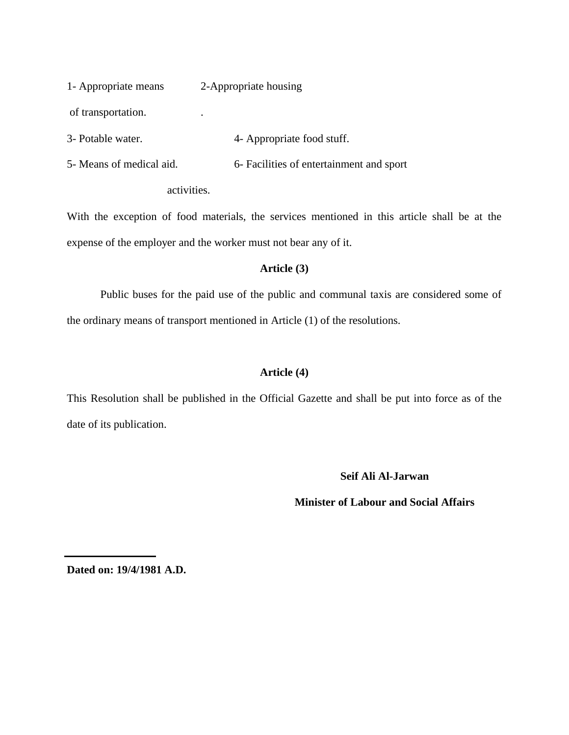1- Appropriate means of transportation.

2- Appropriate housing.

3- Potable water.

4- Appropriate food stuff.

5- Means of medical aid.

6- Facilities of entertainment and sport activities.

With the exception of food materials, the services mentioned in this article shall be at the expense of the employer and the worker must not bear any of it.

**Article (3)**

Public buses for the paid use of the public and communal taxis are considered some of the ordinary means of transport mentioned in Article (1) of the resolutions.

**Article (4)**

This Resolution shall be published in the Official Gazette and shall be put into force as of the date of its publication.

**Seif Ali Al-Jarwan**

**Minister of Labour and Social Affairs**

---

**Dated on: 19/4/1981 A.D.**